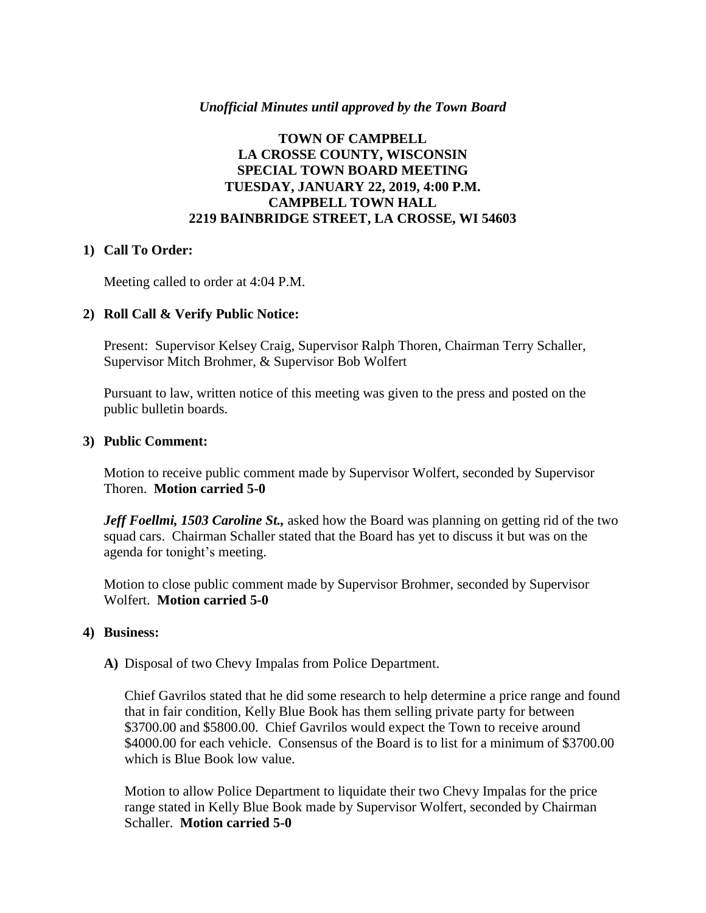*Unofficial Minutes until approved by the Town Board*

# TOWN OF CAMPBELL
# LA CROSSE COUNTY, WISCONSIN
# SPECIAL TOWN BOARD MEETING
# TUESDAY, JANUARY 22, 2019, 4:00 P.M.
# CAMPBELL TOWN HALL
# 2219 BAINBRIDGE STREET, LA CROSSE, WI 54603

## 1) Call To Order:

Meeting called to order at 4:04 P.M.

## 2) Roll Call & Verify Public Notice:

Present: Supervisor Kelsey Craig, Supervisor Ralph Thoren, Chairman Terry Schaller, Supervisor Mitch Brohmer, & Supervisor Bob Wolfert

Pursuant to law, written notice of this meeting was given to the press and posted on the public bulletin boards.

## 3) Public Comment:

Motion to receive public comment made by Supervisor Wolfert, seconded by Supervisor Thoren. **Motion carried 5-0**

***Jeff Foellmi, 1503 Caroline St.,*** asked how the Board was planning on getting rid of the two squad cars. Chairman Schaller stated that the Board has yet to discuss it but was on the agenda for tonight's meeting.

Motion to close public comment made by Supervisor Brohmer, seconded by Supervisor Wolfert. **Motion carried 5-0**

## 4) Business:

**A)** Disposal of two Chevy Impalas from Police Department.

Chief Gavrilos stated that he did some research to help determine a price range and found that in fair condition, Kelly Blue Book has them selling private party for between \$3700.00 and \$5800.00. Chief Gavrilos would expect the Town to receive around \$4000.00 for each vehicle. Consensus of the Board is to list for a minimum of \$3700.00 which is Blue Book low value.

Motion to allow Police Department to liquidate their two Chevy Impalas for the price range stated in Kelly Blue Book made by Supervisor Wolfert, seconded by Chairman Schaller. **Motion carried 5-0**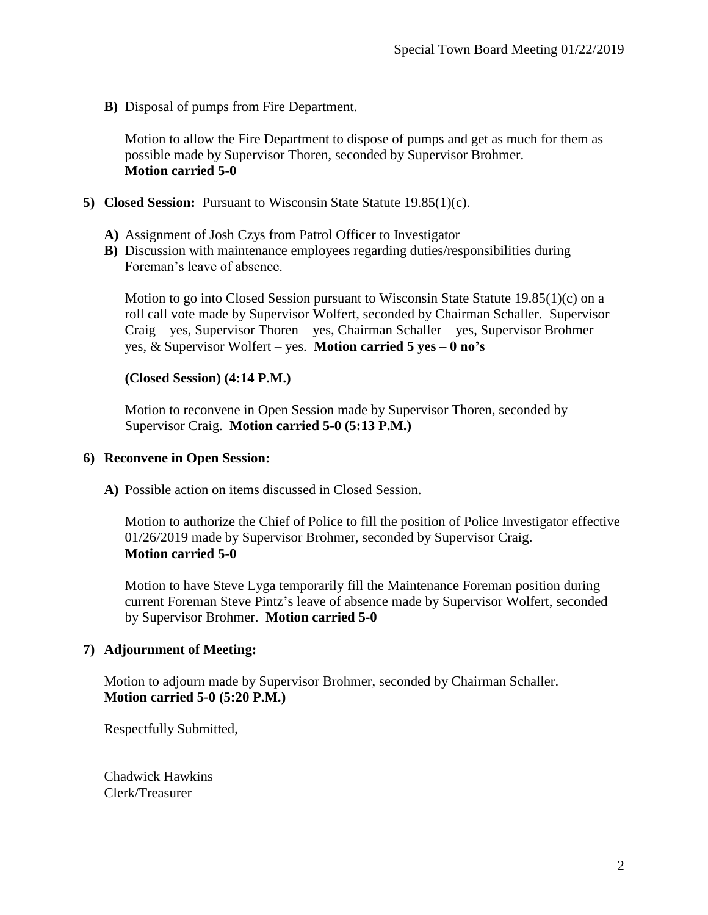**B)** Disposal of pumps from Fire Department.

Motion to allow the Fire Department to dispose of pumps and get as much for them as possible made by Supervisor Thoren, seconded by Supervisor Brohmer.
**Motion carried 5-0**

**5) Closed Session:** Pursuant to Wisconsin State Statute 19.85(1)(c).

**A)** Assignment of Josh Czys from Patrol Officer to Investigator
**B)** Discussion with maintenance employees regarding duties/responsibilities during Foreman's leave of absence.

Motion to go into Closed Session pursuant to Wisconsin State Statute 19.85(1)(c) on a roll call vote made by Supervisor Wolfert, seconded by Chairman Schaller. Supervisor Craig – yes, Supervisor Thoren – yes, Chairman Schaller – yes, Supervisor Brohmer – yes, & Supervisor Wolfert – yes. **Motion carried 5 yes – 0 no's**

**(Closed Session) (4:14 P.M.)**

Motion to reconvene in Open Session made by Supervisor Thoren, seconded by Supervisor Craig. **Motion carried 5-0 (5:13 P.M.)**

**6) Reconvene in Open Session:**

**A)** Possible action on items discussed in Closed Session.

Motion to authorize the Chief of Police to fill the position of Police Investigator effective 01/26/2019 made by Supervisor Brohmer, seconded by Supervisor Craig.
**Motion carried 5-0**

Motion to have Steve Lyga temporarily fill the Maintenance Foreman position during current Foreman Steve Pintz's leave of absence made by Supervisor Wolfert, seconded by Supervisor Brohmer. **Motion carried 5-0**

**7) Adjournment of Meeting:**

Motion to adjourn made by Supervisor Brohmer, seconded by Chairman Schaller.
**Motion carried 5-0 (5:20 P.M.)**

Respectfully Submitted,

Chadwick Hawkins
Clerk/Treasurer